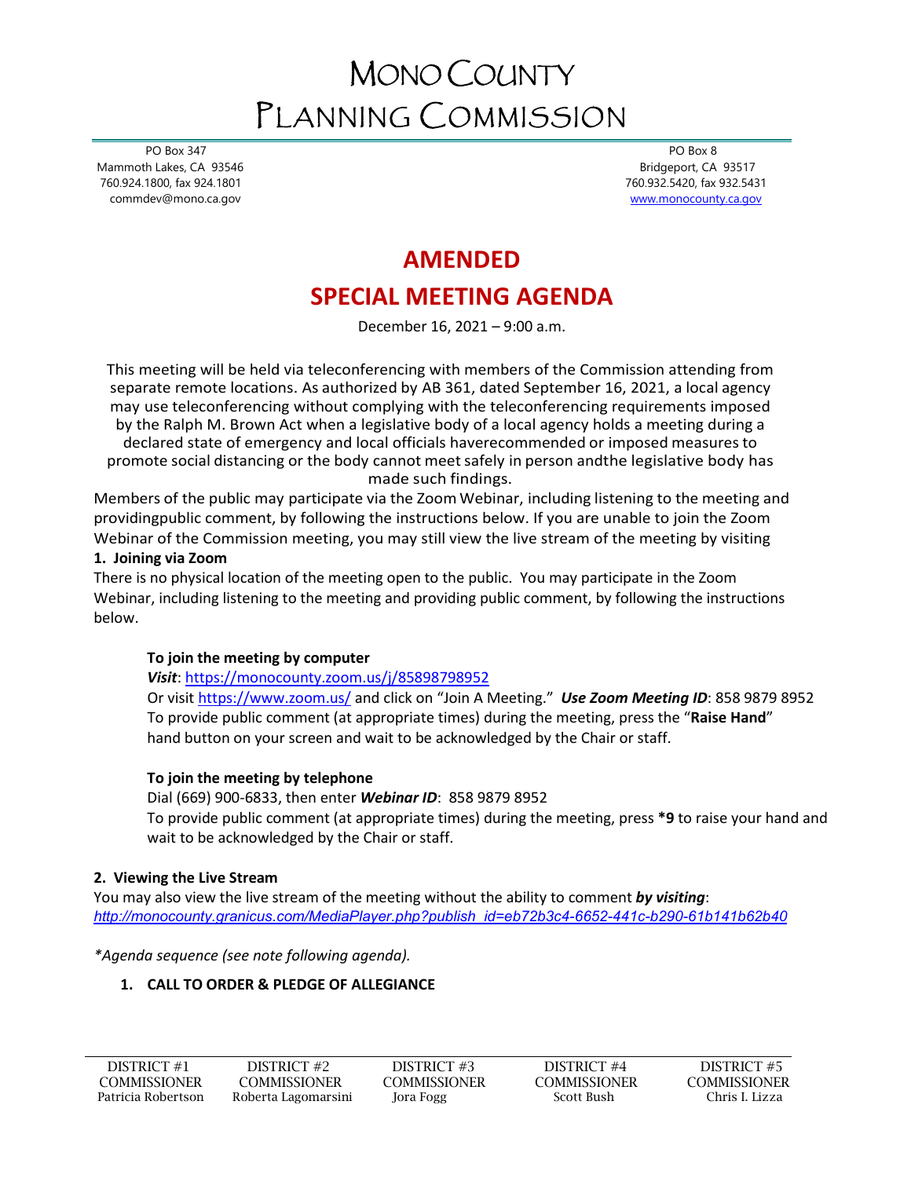# MONO COUNTY PLANNING COMMISSION

PO Box 347
Mammoth Lakes, CA 93546
760.924.1800, fax 924.1801
commdev@mono.ca.gov

PO Box 8
Bridgeport, CA 93517
760.932.5420, fax 932.5431
www.monocounty.ca.gov

## AMENDED

## SPECIAL MEETING AGENDA

December 16, 2021 – 9:00 a.m.

This meeting will be held via teleconferencing with members of the Commission attending from separate remote locations. As authorized by AB 361, dated September 16, 2021, a local agency may use teleconferencing without complying with the teleconferencing requirements imposed by the Ralph M. Brown Act when a legislative body of a local agency holds a meeting during a declared state of emergency and local officials haverecommended or imposed measures to promote social distancing or the body cannot meet safely in person andthe legislative body has made such findings.

Members of the public may participate via the Zoom Webinar, including listening to the meeting and providingpublic comment, by following the instructions below. If you are unable to join the Zoom Webinar of the Commission meeting, you may still view the live stream of the meeting by visiting

**1. Joining via Zoom**

There is no physical location of the meeting open to the public. You may participate in the Zoom Webinar, including listening to the meeting and providing public comment, by following the instructions below.

**To join the meeting by computer**

***Visit***: https://monocounty.zoom.us/j/85898798952

Or visit https://www.zoom.us/ and click on "Join A Meeting." ***Use Zoom Meeting ID***: 858 9879 8952

To provide public comment (at appropriate times) during the meeting, press the "**Raise Hand**" hand button on your screen and wait to be acknowledged by the Chair or staff.

**To join the meeting by telephone**

Dial (669) 900-6833, then enter ***Webinar ID***: 858 9879 8952

To provide public comment (at appropriate times) during the meeting, press **\*9** to raise your hand and wait to be acknowledged by the Chair or staff.

**2. Viewing the Live Stream**

You may also view the live stream of the meeting without the ability to comment ***by visiting***:
*http://monocounty.granicus.com/MediaPlayer.php?publish_id=eb72b3c4-6652-441c-b290-61b141b62b40*

*\*Agenda sequence (see note following agenda).*

**1. CALL TO ORDER & PLEDGE OF ALLEGIANCE**

| DISTRICT #1 COMMISSIONER | DISTRICT #2 COMMISSIONER | DISTRICT #3 COMMISSIONER | DISTRICT #4 COMMISSIONER | DISTRICT #5 COMMISSIONER |
| --- | --- | --- | --- | --- |
| Patricia Robertson | Roberta Lagomarsini | Jora Fogg | Scott Bush | Chris I. Lizza |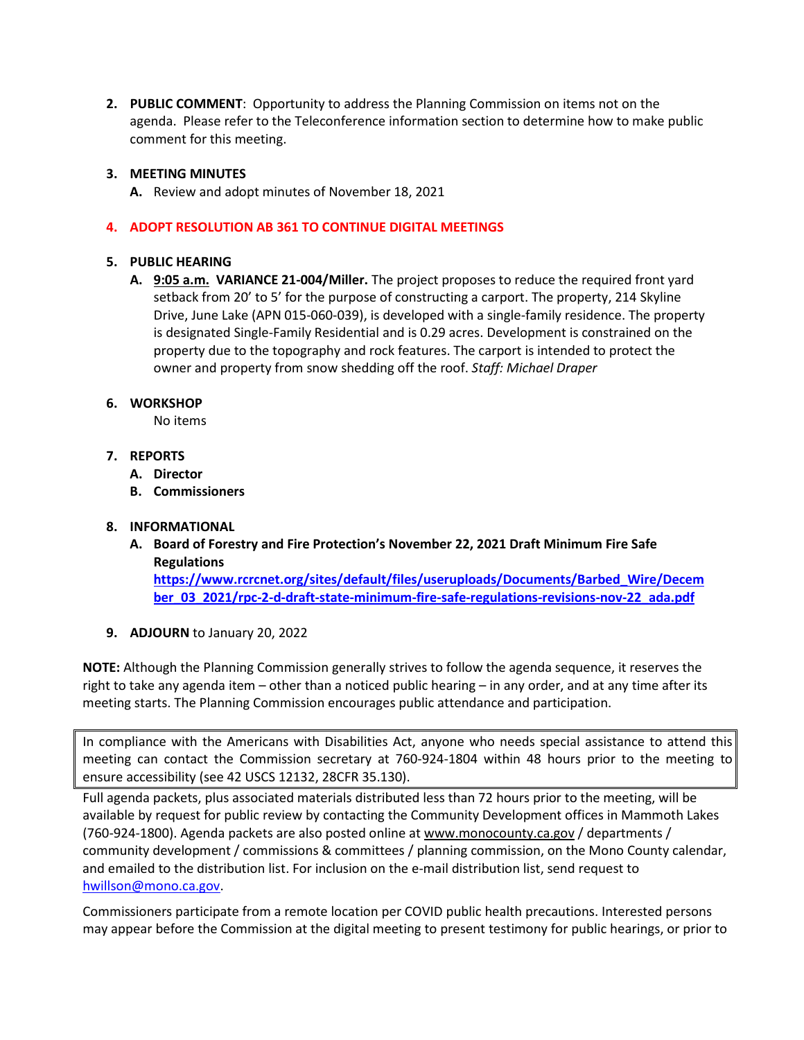2. **PUBLIC COMMENT**: Opportunity to address the Planning Commission on items not on the agenda. Please refer to the Teleconference information section to determine how to make public comment for this meeting.

3. **MEETING MINUTES**
   - **A.** Review and adopt minutes of November 18, 2021

4. **ADOPT RESOLUTION AB 361 TO CONTINUE DIGITAL MEETINGS**

5. **PUBLIC HEARING**
   - **A.** **9:05 a.m.** **VARIANCE 21-004/Miller.** The project proposes to reduce the required front yard setback from 20' to 5' for the purpose of constructing a carport. The property, 214 Skyline Drive, June Lake (APN 015-060-039), is developed with a single-family residence. The property is designated Single-Family Residential and is 0.29 acres. Development is constrained on the property due to the topography and rock features. The carport is intended to protect the owner and property from snow shedding off the roof. *Staff: Michael Draper*

6. **WORKSHOP**
   
   No items

7. **REPORTS**
   - **A. Director**
   - **B. Commissioners**

8. **INFORMATIONAL**
   - **A. Board of Forestry and Fire Protection's November 22, 2021 Draft Minimum Fire Safe Regulations**
     **https://www.rcrcnet.org/sites/default/files/useruploads/Documents/Barbed_Wire/December_03_2021/rpc-2-d-draft-state-minimum-fire-safe-regulations-revisions-nov-22_ada.pdf**

9. **ADJOURN** to January 20, 2022

**NOTE:** Although the Planning Commission generally strives to follow the agenda sequence, it reserves the right to take any agenda item – other than a noticed public hearing – in any order, and at any time after its meeting starts. The Planning Commission encourages public attendance and participation.

In compliance with the Americans with Disabilities Act, anyone who needs special assistance to attend this meeting can contact the Commission secretary at 760-924-1804 within 48 hours prior to the meeting to ensure accessibility (see 42 USCS 12132, 28CFR 35.130).

Full agenda packets, plus associated materials distributed less than 72 hours prior to the meeting, will be available by request for public review by contacting the Community Development offices in Mammoth Lakes (760-924-1800). Agenda packets are also posted online at www.monocounty.ca.gov / departments / community development / commissions & committees / planning commission, on the Mono County calendar, and emailed to the distribution list. For inclusion on the e-mail distribution list, send request to hwillson@mono.ca.gov.

Commissioners participate from a remote location per COVID public health precautions. Interested persons may appear before the Commission at the digital meeting to present testimony for public hearings, or prior to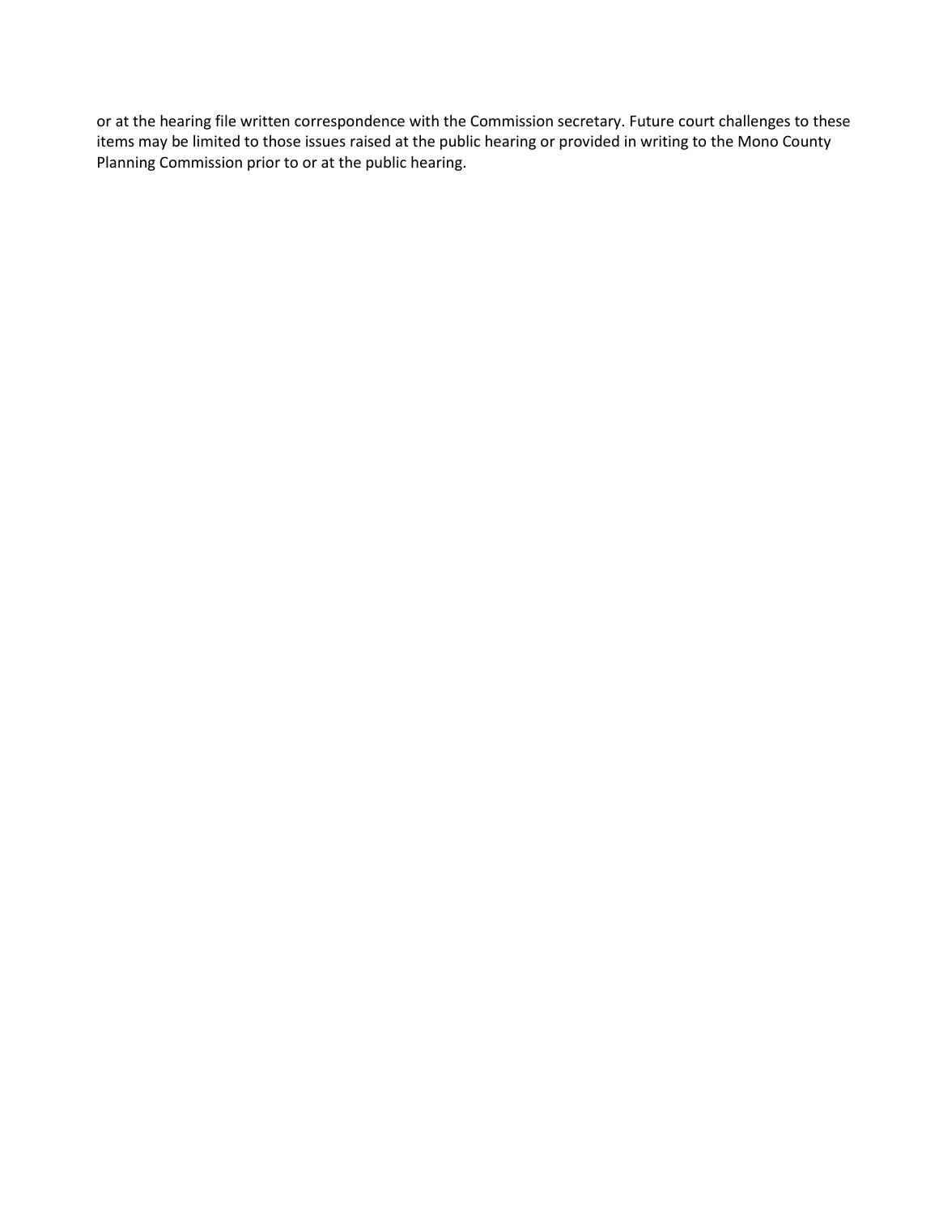or at the hearing file written correspondence with the Commission secretary. Future court challenges to these items may be limited to those issues raised at the public hearing or provided in writing to the Mono County Planning Commission prior to or at the public hearing.